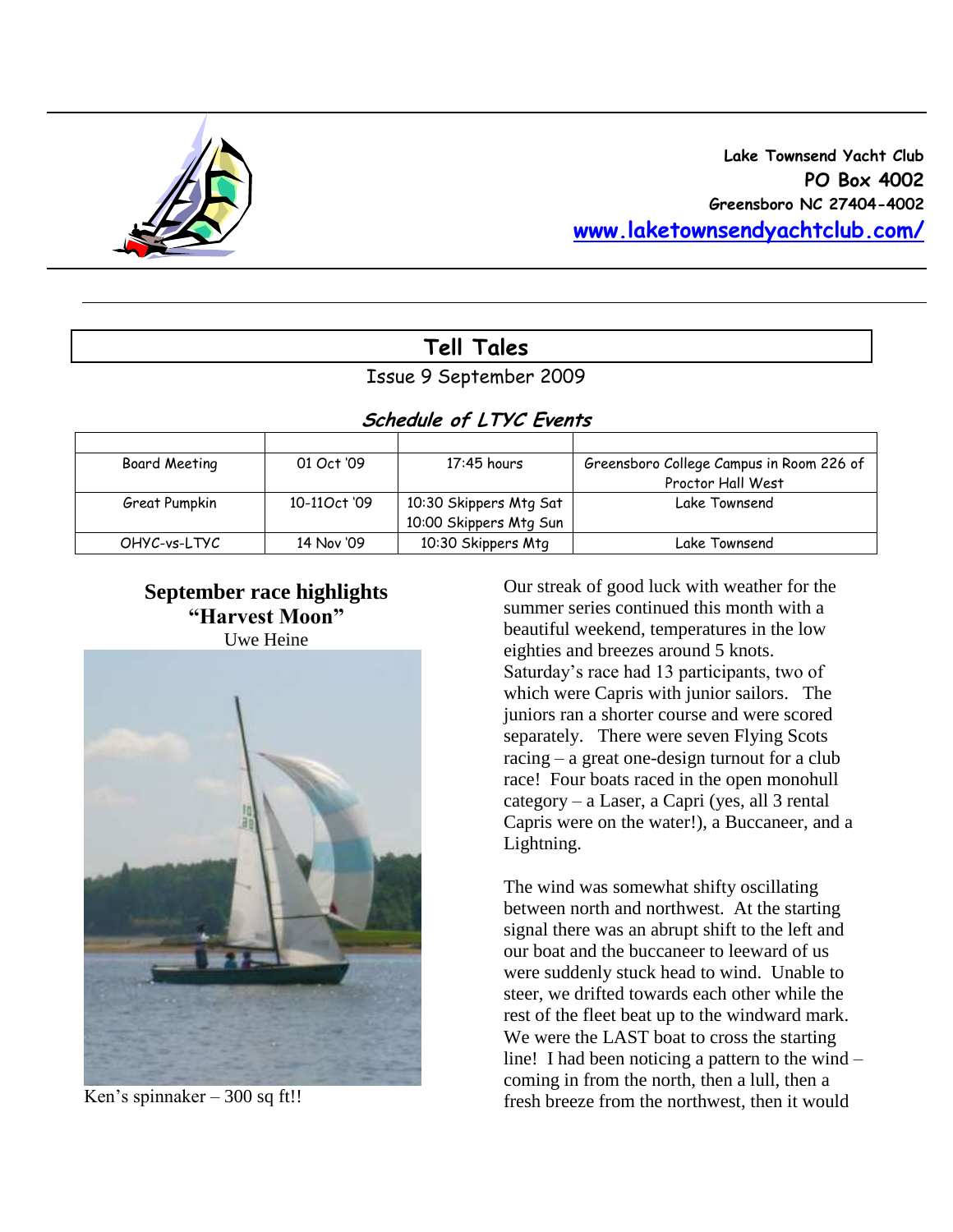Lake Townsend Yacht Club
PO Box 4002
Greensboro NC 27404-4002
www.laketownsendyachtclub.com/

# Tell Tales

Issue 9 September 2009

## Schedule of LTYC Events

| | | | |
|---|---|---|---|
| Board Meeting | 01 Oct '09 | 17:45 hours | Greensboro College Campus in Room 226 of Proctor Hall West |
| Great Pumpkin | 10-11Oct '09 | 10:30 Skippers Mtg Sat<br>10:00 Skippers Mtg Sun | Lake Townsend |
| OHYC-vs-LTYC | 14 Nov '09 | 10:30 Skippers Mtg | Lake Townsend |

### September race highlights "Harvest Moon"

Uwe Heine

Ken's spinnaker – 300 sq ft!!

Our streak of good luck with weather for the summer series continued this month with a beautiful weekend, temperatures in the low eighties and breezes around 5 knots. Saturday's race had 13 participants, two of which were Capris with junior sailors. The juniors ran a shorter course and were scored separately. There were seven Flying Scots racing – a great one-design turnout for a club race! Four boats raced in the open monohull category – a Laser, a Capri (yes, all 3 rental Capris were on the water!), a Buccaneer, and a Lightning.

The wind was somewhat shifty oscillating between north and northwest. At the starting signal there was an abrupt shift to the left and our boat and the buccaneer to leeward of us were suddenly stuck head to wind. Unable to steer, we drifted towards each other while the rest of the fleet beat up to the windward mark. We were the LAST boat to cross the starting line! I had been noticing a pattern to the wind – coming in from the north, then a lull, then a fresh breeze from the northwest, then it would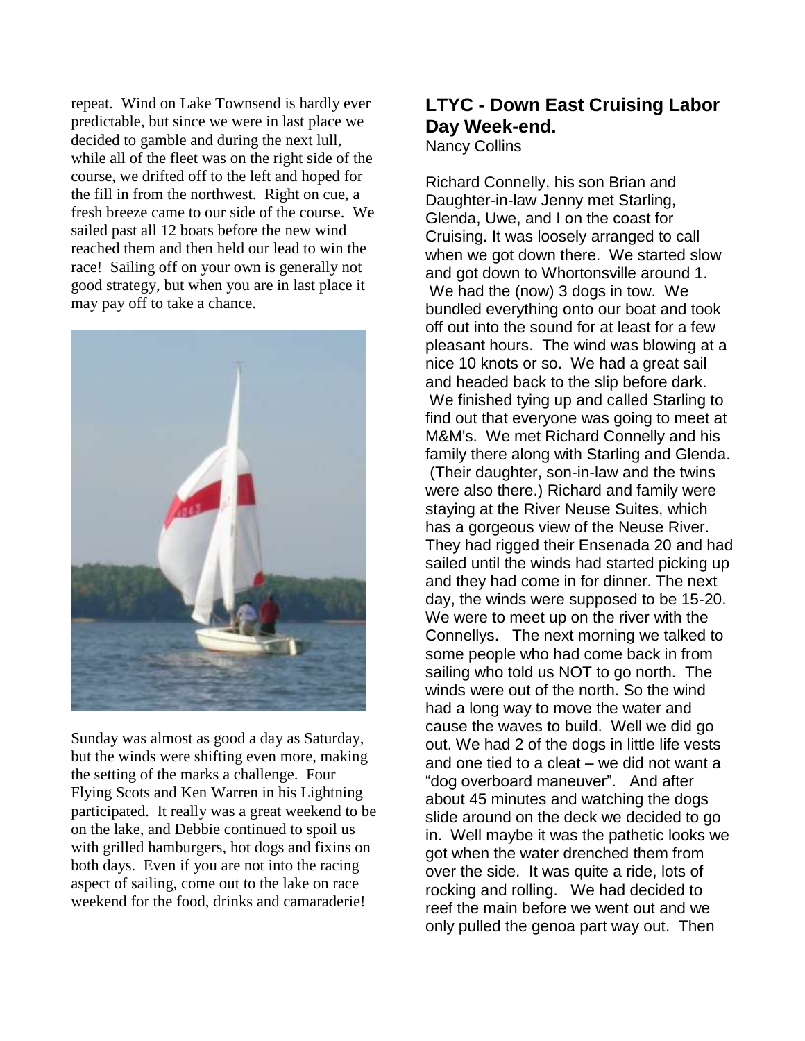repeat. Wind on Lake Townsend is hardly ever predictable, but since we were in last place we decided to gamble and during the next lull, while all of the fleet was on the right side of the course, we drifted off to the left and hoped for the fill in from the northwest. Right on cue, a fresh breeze came to our side of the course. We sailed past all 12 boats before the new wind reached them and then held our lead to win the race! Sailing off on your own is generally not good strategy, but when you are in last place it may pay off to take a chance.

Sunday was almost as good a day as Saturday, but the winds were shifting even more, making the setting of the marks a challenge. Four Flying Scots and Ken Warren in his Lightning participated. It really was a great weekend to be on the lake, and Debbie continued to spoil us with grilled hamburgers, hot dogs and fixins on both days. Even if you are not into the racing aspect of sailing, come out to the lake on race weekend for the food, drinks and camaraderie!

## LTYC - Down East Cruising Labor Day Week-end.

Nancy Collins

Richard Connelly, his son Brian and Daughter-in-law Jenny met Starling, Glenda, Uwe, and I on the coast for Cruising. It was loosely arranged to call when we got down there. We started slow and got down to Whortonsville around 1. We had the (now) 3 dogs in tow. We bundled everything onto our boat and took off out into the sound for at least for a few pleasant hours. The wind was blowing at a nice 10 knots or so. We had a great sail and headed back to the slip before dark. We finished tying up and called Starling to find out that everyone was going to meet at M&M's. We met Richard Connelly and his family there along with Starling and Glenda. (Their daughter, son-in-law and the twins were also there.) Richard and family were staying at the River Neuse Suites, which has a gorgeous view of the Neuse River. They had rigged their Ensenada 20 and had sailed until the winds had started picking up and they had come in for dinner. The next day, the winds were supposed to be 15-20. We were to meet up on the river with the Connellys. The next morning we talked to some people who had come back in from sailing who told us NOT to go north. The winds were out of the north. So the wind had a long way to move the water and cause the waves to build. Well we did go out. We had 2 of the dogs in little life vests and one tied to a cleat – we did not want a "dog overboard maneuver". And after about 45 minutes and watching the dogs slide around on the deck we decided to go in. Well maybe it was the pathetic looks we got when the water drenched them from over the side. It was quite a ride, lots of rocking and rolling. We had decided to reef the main before we went out and we only pulled the genoa part way out. Then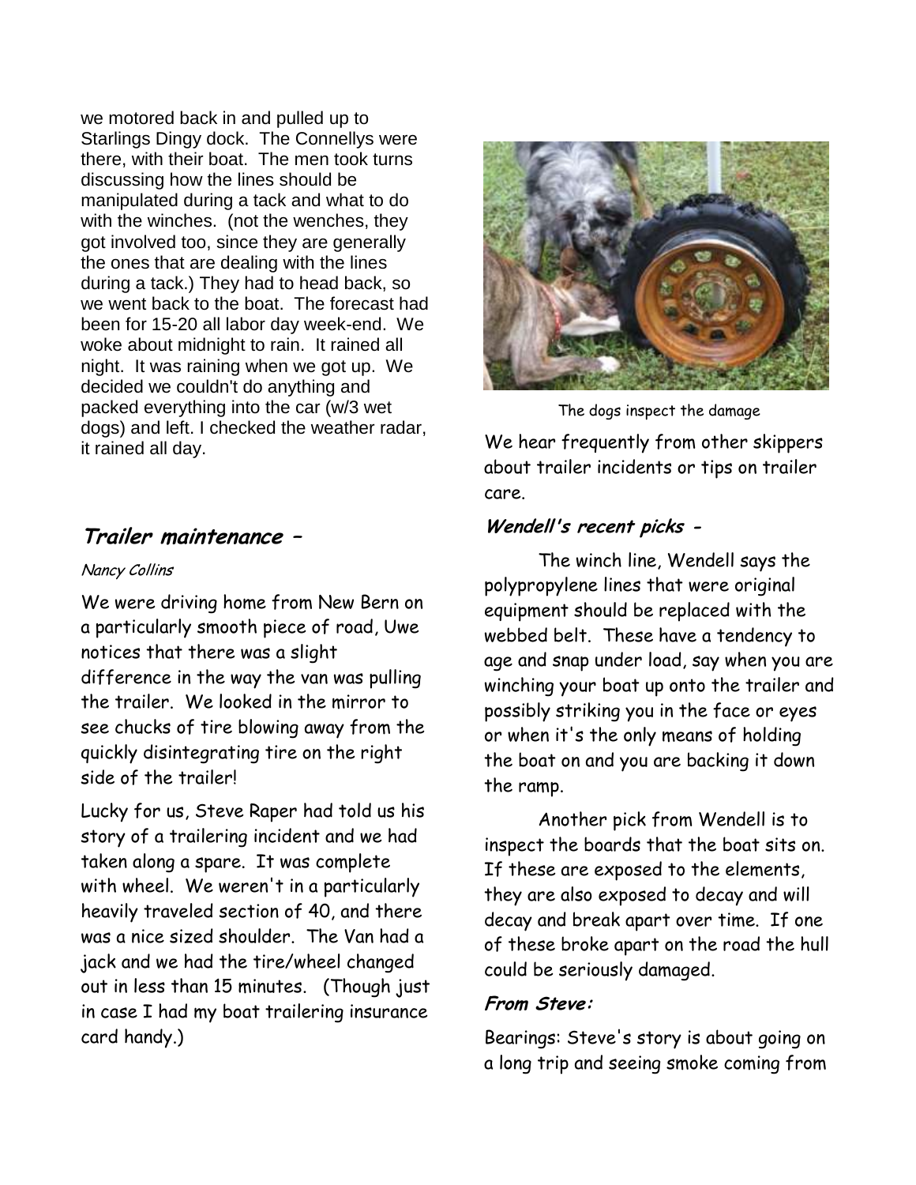we motored back in and pulled up to Starlings Dingy dock. The Connellys were there, with their boat. The men took turns discussing how the lines should be manipulated during a tack and what to do with the winches. (not the wenches, they got involved too, since they are generally the ones that are dealing with the lines during a tack.) They had to head back, so we went back to the boat. The forecast had been for 15-20 all labor day week-end. We woke about midnight to rain. It rained all night. It was raining when we got up. We decided we couldn't do anything and packed everything into the car (w/3 wet dogs) and left. I checked the weather radar, it rained all day.

## *Trailer maintenance –*

*Nancy Collins*

We were driving home from New Bern on a particularly smooth piece of road, Uwe notices that there was a slight difference in the way the van was pulling the trailer. We looked in the mirror to see chucks of tire blowing away from the quickly disintegrating tire on the right side of the trailer!

Lucky for us, Steve Raper had told us his story of a trailering incident and we had taken along a spare. It was complete with wheel. We weren't in a particularly heavily traveled section of 40, and there was a nice sized shoulder. The Van had a jack and we had the tire/wheel changed out in less than 15 minutes. (Though just in case I had my boat trailering insurance card handy.)

The dogs inspect the damage

We hear frequently from other skippers about trailer incidents or tips on trailer care.

### *Wendell's recent picks -*

The winch line, Wendell says the polypropylene lines that were original equipment should be replaced with the webbed belt. These have a tendency to age and snap under load, say when you are winching your boat up onto the trailer and possibly striking you in the face or eyes or when it's the only means of holding the boat on and you are backing it down the ramp.

Another pick from Wendell is to inspect the boards that the boat sits on. If these are exposed to the elements, they are also exposed to decay and will decay and break apart over time. If one of these broke apart on the road the hull could be seriously damaged.

### *From Steve:*

Bearings: Steve's story is about going on a long trip and seeing smoke coming from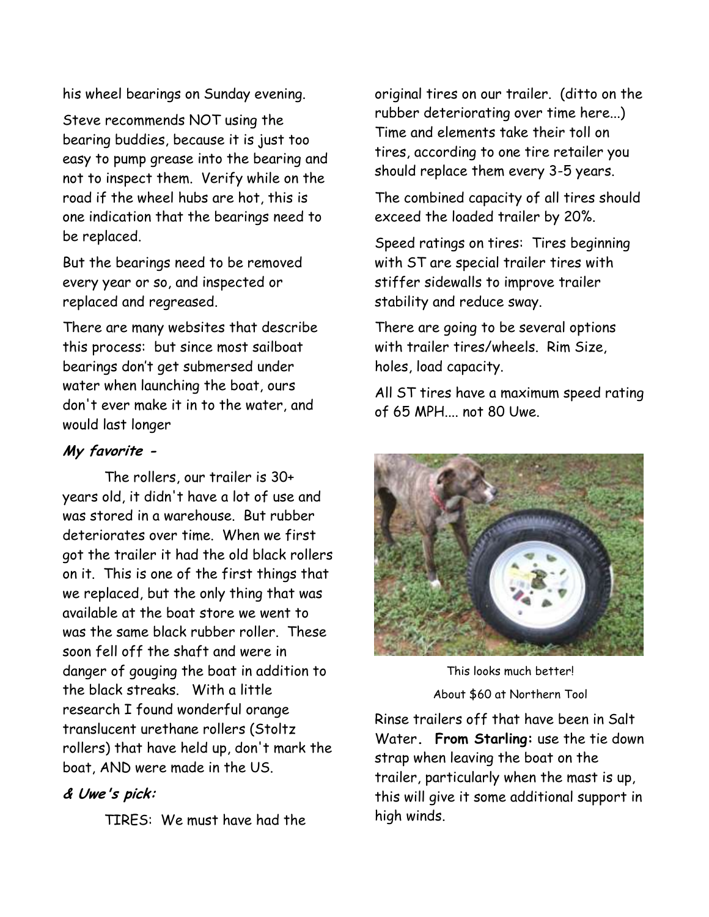his wheel bearings on Sunday evening.

Steve recommends NOT using the bearing buddies, because it is just too easy to pump grease into the bearing and not to inspect them. Verify while on the road if the wheel hubs are hot, this is one indication that the bearings need to be replaced.

But the bearings need to be removed every year or so, and inspected or replaced and regreased.

There are many websites that describe this process: but since most sailboat bearings don't get submersed under water when launching the boat, ours don't ever make it in to the water, and would last longer

***My favorite -***

The rollers, our trailer is 30+ years old, it didn't have a lot of use and was stored in a warehouse. But rubber deteriorates over time. When we first got the trailer it had the old black rollers on it. This is one of the first things that we replaced, but the only thing that was available at the boat store we went to was the same black rubber roller. These soon fell off the shaft and were in danger of gouging the boat in addition to the black streaks. With a little research I found wonderful orange translucent urethane rollers (Stoltz rollers) that have held up, don't mark the boat, AND were made in the US.

***& Uwe's pick:***

TIRES: We must have had the original tires on our trailer. (ditto on the rubber deteriorating over time here...) Time and elements take their toll on tires, according to one tire retailer you should replace them every 3-5 years.

The combined capacity of all tires should exceed the loaded trailer by 20%.

Speed ratings on tires: Tires beginning with ST are special trailer tires with stiffer sidewalls to improve trailer stability and reduce sway.

There are going to be several options with trailer tires/wheels. Rim Size, holes, load capacity.

All ST tires have a maximum speed rating of 65 MPH.... not 80 Uwe.

This looks much better!

About $60 at Northern Tool

Rinse trailers off that have been in Salt Water. **From Starling:** use the tie down strap when leaving the boat on the trailer, particularly when the mast is up, this will give it some additional support in high winds.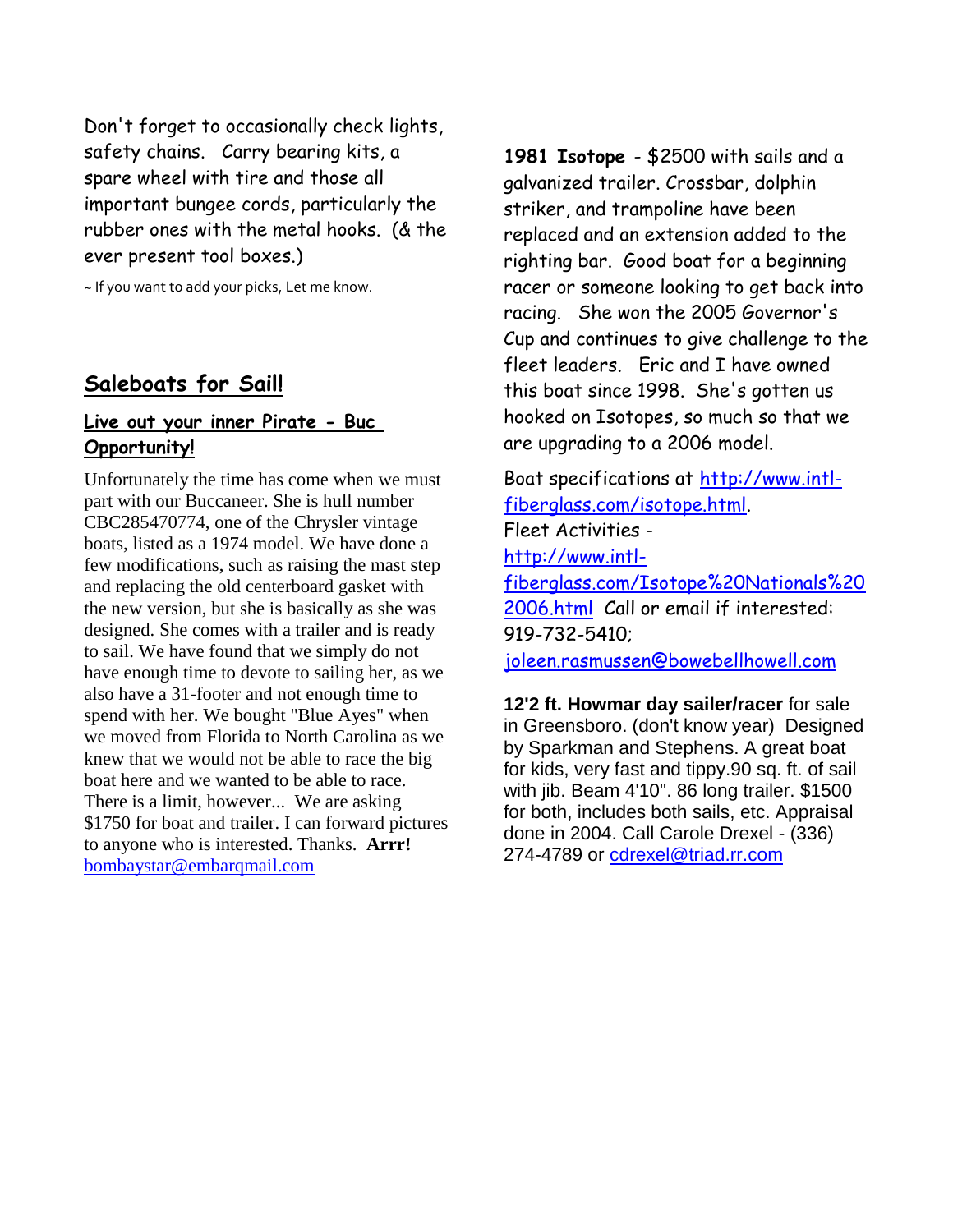Don't forget to occasionally check lights, safety chains. Carry bearing kits, a spare wheel with tire and those all important bungee cords, particularly the rubber ones with the metal hooks. (& the ever present tool boxes.)

~ If you want to add your picks, Let me know.

## Saleboats for Sail!

### Live out your inner Pirate - Buc Opportunity!

Unfortunately the time has come when we must part with our Buccaneer. She is hull number CBC285470774, one of the Chrysler vintage boats, listed as a 1974 model. We have done a few modifications, such as raising the mast step and replacing the old centerboard gasket with the new version, but she is basically as she was designed. She comes with a trailer and is ready to sail. We have found that we simply do not have enough time to devote to sailing her, as we also have a 31-footer and not enough time to spend with her. We bought "Blue Ayes" when we moved from Florida to North Carolina as we knew that we would not be able to race the big boat here and we wanted to be able to race. There is a limit, however... We are asking $1750 for boat and trailer. I can forward pictures to anyone who is interested. Thanks. **Arrr!** bombaystar@embarqmail.com

**1981 Isotope** - $2500 with sails and a galvanized trailer. Crossbar, dolphin striker, and trampoline have been replaced and an extension added to the righting bar. Good boat for a beginning racer or someone looking to get back into racing. She won the 2005 Governor's Cup and continues to give challenge to the fleet leaders. Eric and I have owned this boat since 1998. She's gotten us hooked on Isotopes, so much so that we are upgrading to a 2006 model.

Boat specifications at http://www.intl-fiberglass.com/isotope.html.
Fleet Activities -
http://www.intl-fiberglass.com/Isotope%20Nationals%202006.html Call or email if interested: 919-732-5410;
joleen.rasmussen@bowebellhowell.com

**12'2 ft. Howmar day sailer/racer** for sale in Greensboro. (don't know year) Designed by Sparkman and Stephens. A great boat for kids, very fast and tippy.90 sq. ft. of sail with jib. Beam 4'10". 86 long trailer. $1500 for both, includes both sails, etc. Appraisal done in 2004. Call Carole Drexel - (336) 274-4789 or cdrexel@triad.rr.com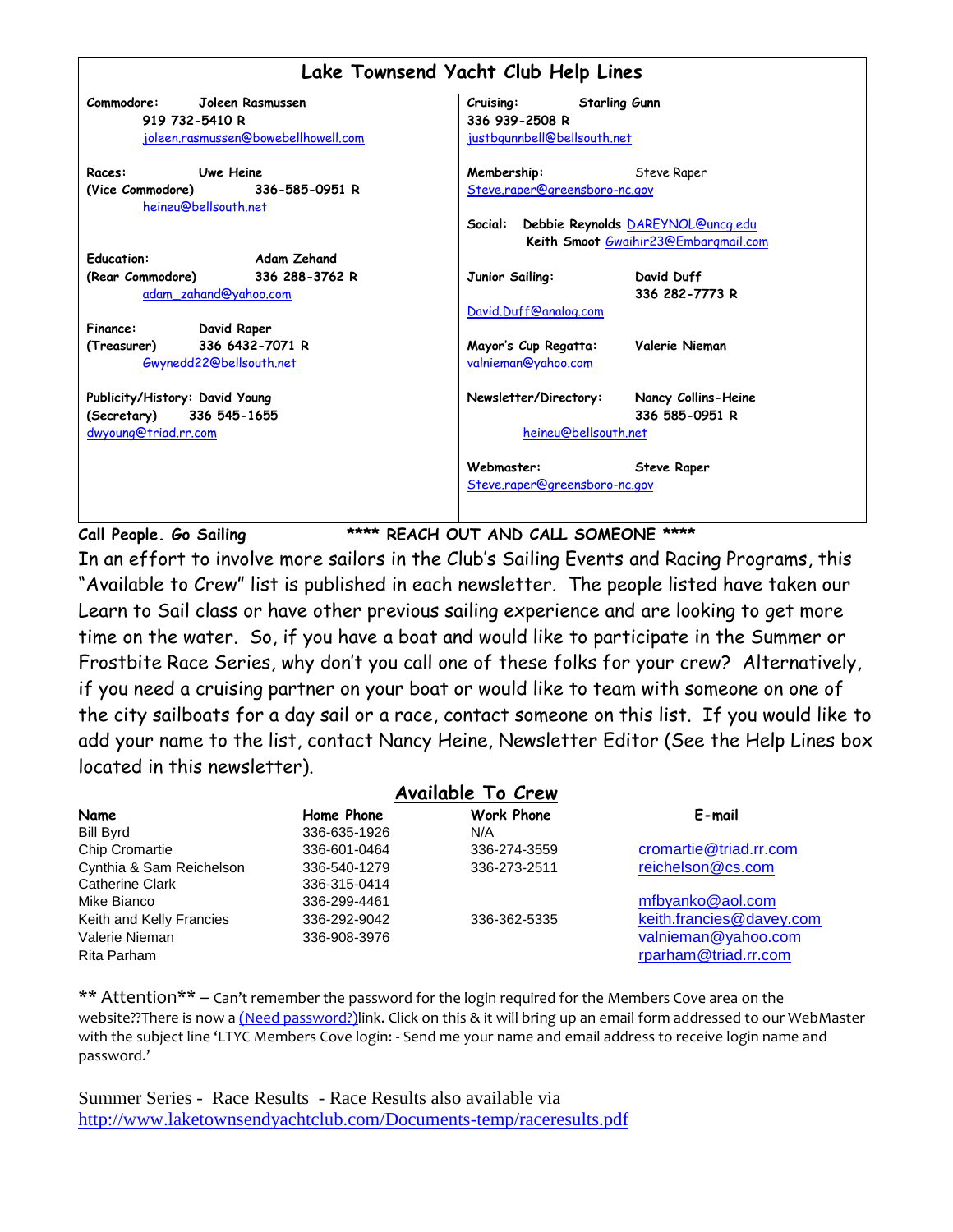## Lake Townsend Yacht Club Help Lines

| | |
|---|---|
| **Commodore:** Joleen Rasmussen<br>**919 732-5410 R**<br>joleen.rasmussen@bowebellhowell.com | **Cruising:** Starling Gunn<br>**336 939-2508 R**<br>justbgunnbell@bellsouth.net |
| **Races:** Uwe Heine<br>**(Vice Commodore)** **336-585-0951 R**<br>heineu@bellsouth.net | **Membership:** Steve Raper<br>Steve.raper@greensboro-nc.gov<br><br>**Social:** **Debbie Reynolds** DAREYNOL@uncg.edu<br>**Keith Smoot** Gwaihir23@Embarqmail.com |
| **Education:** Adam Zehand<br>**(Rear Commodore)** **336 288-3762 R**<br>adam_zahand@yahoo.com | **Junior Sailing:** David Duff<br>**336 282-7773 R**<br>David.Duff@analog.com |
| **Finance:** David Raper<br>**(Treasurer)** **336 6432-7071 R**<br>Gwynedd22@bellsouth.net | **Mayor's Cup Regatta:** Valerie Nieman<br>valnieman@yahoo.com |
| **Publicity/History:** David Young<br>**(Secretary)** **336 545-1655**<br>dwyoung@triad.rr.com | **Newsletter/Directory:** Nancy Collins-Heine<br>**336 585-0951 R**<br>heineu@bellsouth.net |
| | **Webmaster:** Steve Raper<br>Steve.raper@greensboro-nc.gov |

**Call People. Go Sailing** **\*\*\*\* REACH OUT AND CALL SOMEONE \*\*\*\***

In an effort to involve more sailors in the Club's Sailing Events and Racing Programs, this "Available to Crew" list is published in each newsletter. The people listed have taken our Learn to Sail class or have other previous sailing experience and are looking to get more time on the water. So, if you have a boat and would like to participate in the Summer or Frostbite Race Series, why don't you call one of these folks for your crew? Alternatively, if you need a cruising partner on your boat or would like to team with someone on one of the city sailboats for a day sail or a race, contact someone on this list. If you would like to add your name to the list, contact Nancy Heine, Newsletter Editor (See the Help Lines box located in this newsletter).

## Available To Crew

| Name | Home Phone | Work Phone | E-mail |
|---|---|---|---|
| Bill Byrd | 336-635-1926 | N/A | |
| Chip Cromartie | 336-601-0464 | 336-274-3559 | cromartie@triad.rr.com |
| Cynthia & Sam Reichelson | 336-540-1279 | 336-273-2511 | reichelson@cs.com |
| Catherine Clark | 336-315-0414 | | |
| Mike Bianco | 336-299-4461 | | mfbyanko@aol.com |
| Keith and Kelly Francies | 336-292-9042 | 336-362-5335 | keith.francies@davey.com |
| Valerie Nieman | 336-908-3976 | | valnieman@yahoo.com |
| Rita Parham | | | rparham@triad.rr.com |

\*\* Attention\*\* – Can't remember the password for the login required for the Members Cove area on the website??There is now a (Need password?)link. Click on this & it will bring up an email form addressed to our WebMaster with the subject line 'LTYC Members Cove login: - Send me your name and email address to receive login name and password.'

Summer Series - Race Results - Race Results also available via http://www.laketownsendyachtclub.com/Documents-temp/raceresults.pdf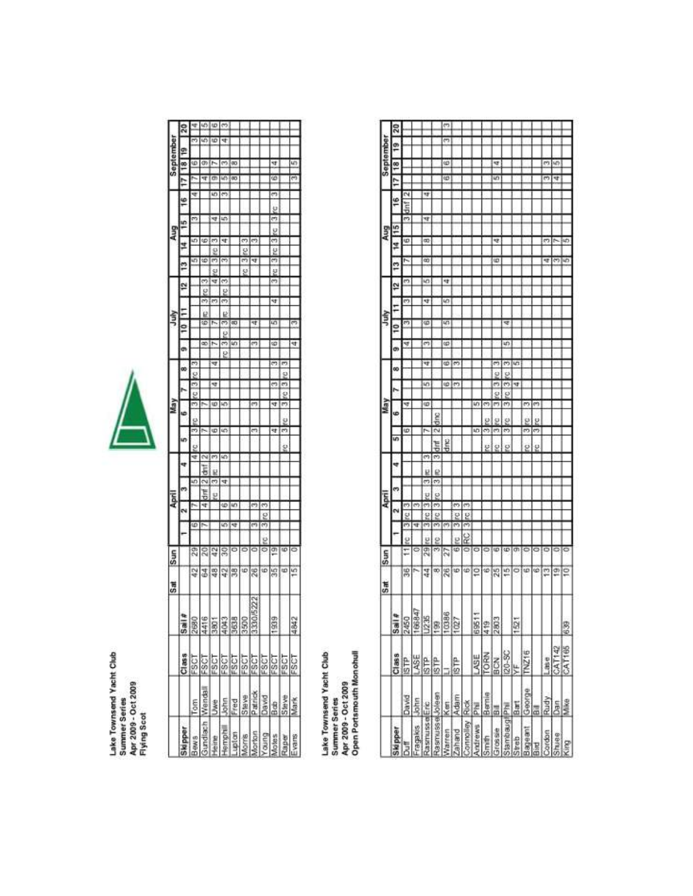Lake Townsend Yacht Club
Summer Series
Apr 2009 - Oct 2009
Flying Scot

| Skipper | | Class | Sail # | Sat | Sun | April 1 | 2 | 3 | 4 | May 5 | 6 | 7 | 8 | July 9 | 10 | 11 | 12 | Aug 13 | 14 | 15 | 16 | September 17 | 18 | 19 | 20 |
|---|---|---|---|---|---|---|---|---|---|---|---|---|---|---|---|---|---|---|---|---|---|---|---|---|---|
| Bews | Tom | FSCT | 2680 | 42 | 29 | 6 | 7 | 5 | 4 | rc 3 | rc 3 | rc 3 | rc 3 | | | | | 5 | 5 | 3 | 4 | 7 | 6 | 3 | 4 |
| Gundlach | Wendall | FSCT | 4416 | 64 | 20 | 7 | 4 | dnf 2 | dnf 2 | 7 | 7 | | | 8 | 6 | rc 3 | rc 3 | 6 | 6 | | | 4 | 9 | 5 | 5 |
| Heine | Uwe | FSCT | 3801 | 48 | 42 | | | rc 3 | rc 3 | 6 | 6 | 4 | 4 | 7 | 7 | 3 | 4 | rc 3 | rc 3 | 4 | 5 | 9 | 7 | 6 | 6 |
| Hemphill | John | FSCT | 4043 | 42 | 30 | 5 | 6 | 4 | 5 | 5 | 5 | | | rc 3 | rc 3 | rc 3 | rc 3 | 3 | 4 | 5 | 3 | 5 | 3 | 4 | 3 |
| Lupton | Fred | FSCT | 3638 | 38 | 0 | 4 | 5 | | | | | | | 5 | 8 | | | | | | | 8 | 8 | | |
| Morris | Steve | FSCT | 3500 | 6 | 0 | | | | | | | | | | | | | rc 3 | rc 3 | | | | | | |
| Morton | Patrick | FSCT | 3330/5222 | 26 | 0 | 3 | 3 | | | 3 | 3 | | | 3 | 4 | | | 4 | 3 | | | | | | |
| Young | David | FSCT | | 6 | 0 | rc 3 | rc 3 | | | | | | | | | | | | | | | | | | |
| Motes | Bob | FSCT | 1939 | 35 | 19 | | | | | 4 | 4 | 3 | 3 | 6 | 5 | 4 | 3 | rc 3 | rc 3 | rc 3 | 3 | 6 | 4 | | |
| Raper | Steve | FSCT | | 6 | 6 | | | | | rc 3 | rc 3 | rc 3 | rc 3 | | | | | | | | | | | | |
| Evans | Mark | FSCT | 4842 | 15 | 0 | | | | | | | | | 4 | 3 | | | | | | | 3 | 5 | | |

Lake Townsend Yacht Club
Summer Series
Apr 2009 - Oct 2009
Open Portsmouth Monohull

| Skipper | | Class | Sail # | Sat | Sun | April 1 | 2 | 3 | 4 | May 5 | 6 | 7 | 8 | July 9 | 10 | 11 | 12 | Aug 13 | 14 | 15 | 16 | September 17 | 18 | 19 | 20 |
|---|---|---|---|---|---|---|---|---|---|---|---|---|---|---|---|---|---|---|---|---|---|---|---|---|---|
| Duff | David | ISTP | 2450 | 36 | 11 | rc 3 | 3 | | | 6 | 4 | | | 4 | 3 | 3 | 3 | 7 | 6 | 3 | dnf 2 | | | | |
| Fragakis | John | LASE | 166847 | 7 | 0 | 4 | 3 | | | | | | | | | | | | | | | | | | |
| Rasmussen | Eric | ISTP | U235 | 44 | 29 | rc 3 | rc 3 | rc 3 | 3 | 7 | 6 | 5 | 4 | 3 | 6 | 4 | 5 | 8 | 8 | 4 | 4 | | | | |
| Rasmussen | Joleen | ISTP | 199 | 8 | 3 | rc 3 | | rc 3 | rc 3 | dnf 2 | dnc | | | | | | | | | | | | | | |
| Warren | Ken | | 10386 | 26 | 27 | 3 | | | | dnc | | 6 | 6 | 6 | 5 | 5 | 4 | | | | | 6 | 6 | 3 | 3 |
| Zahand | Adam | ISTP | 1027 | 6 | 6 | rc 3 | rc 3 | | | | | 3 | 3 | | | | | | | | | | | | |
| Connolley | Rick | | | 6 | 0 | RC 3 | rc 3 | | | | | | | | | | | | | | | | | | |
| Andrews | Phil | LASE | 69511 | 10 | 0 | | | | | 5 | 5 | | | | | | | | | | | | | | |
| Smith | Bernie | TORN | 419 | 6 | 0 | | | | | rc 3 | rc 3 | | | | | | | | | | | | | | |
| Grossie | Bill | BCN | 2803 | 25 | 6 | | | | | rc 3 | 3 | rc 3 | 3 | | | | | 6 | 4 | | | 5 | 4 | | |
| Stambaugh | Phil | I20-SC | | 15 | 6 | | | | | rc 3 | 3 | rc 3 | 3 | 5 | 4 | | | | | | | | | | |
| Streb | Bart | YF | 1521 | 0 | 9 | | | | | | | 4 | 5 | | | | | | | | | | | | |
| Bageant | George | TNZ16 | | 6 | 0 | | | | | rc 3 | 3 | | | | | | | | | | | | | | |
| Bird | Bill | | | 6 | 0 | | | | | rc 3 | rc 3 | | | | | | | | | | | | | | |
| Cordon | Rudy | Lase | | 13 | 0 | | | | | | | | | | | | | 4 | 3 | | | 3 | 3 | | |
| Shuee | Dan | CAT142 | | 19 | 0 | | | | | | | | | | | | | 3 | 7 | | | 4 | 5 | | |
| King | Mike | CAT165 | 639 | 10 | 0 | | | | | | | | | | | | | 5 | 5 | | | | | | |